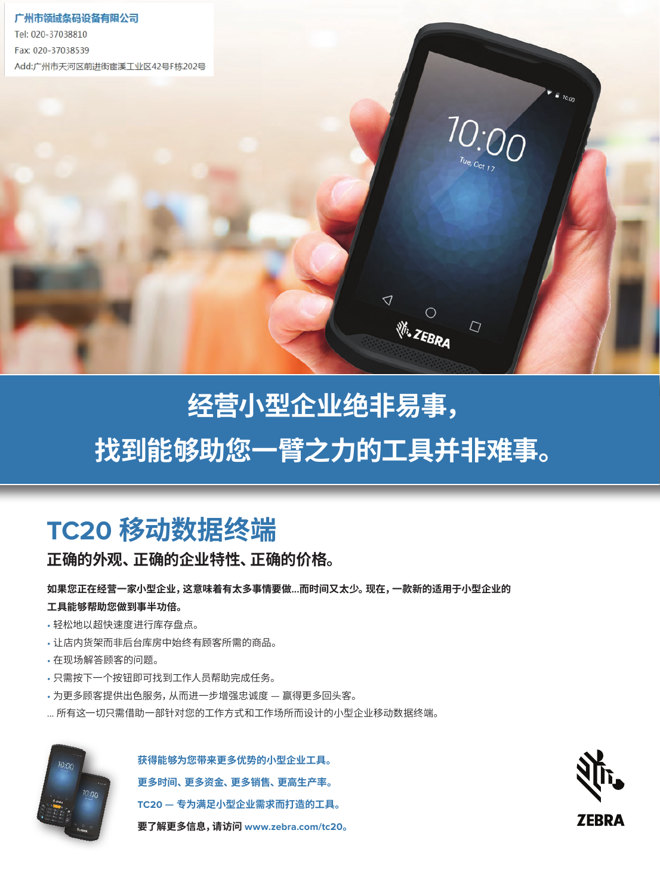**广州市领域条码设备有限公司**

Tel: 020-37038810

Fax: 020-37038539

Add:广州市天河区前进街崖溪工业区42号F栋202号

# 经营小型企业绝非易事，找到能够助您一臂之力的工具并非难事。

## TC20 移动数据终端

### 正确的外观、正确的企业特性、正确的价格。

**如果您正在经营一家小型企业，这意味着有太多事情要做...而时间又太少。现在，一款新的适用于小型企业的工具能够帮助您做到事半功倍。**

- 轻松地以超快速度进行库存盘点。
- 让店内货架而非后台库房中始终有顾客所需的商品。
- 在现场解答顾客的问题。
- 只需按下一个按钮即可找到工作人员帮助完成任务。
- 为更多顾客提供出色服务，从而进一步增强忠诚度 — 赢得更多回头客。

... 所有这一切只需借助一部针对您的工作方式和工作场所而设计的小型企业移动数据终端。

**获得能够为您带来更多优势的小型企业工具。**

**更多时间、更多资金、更多销售、更高生产率。**

**TC20 — 专为满足小型企业需求而打造的工具。**

**要了解更多信息，请访问 www.zebra.com/tc20。**

ZEBRA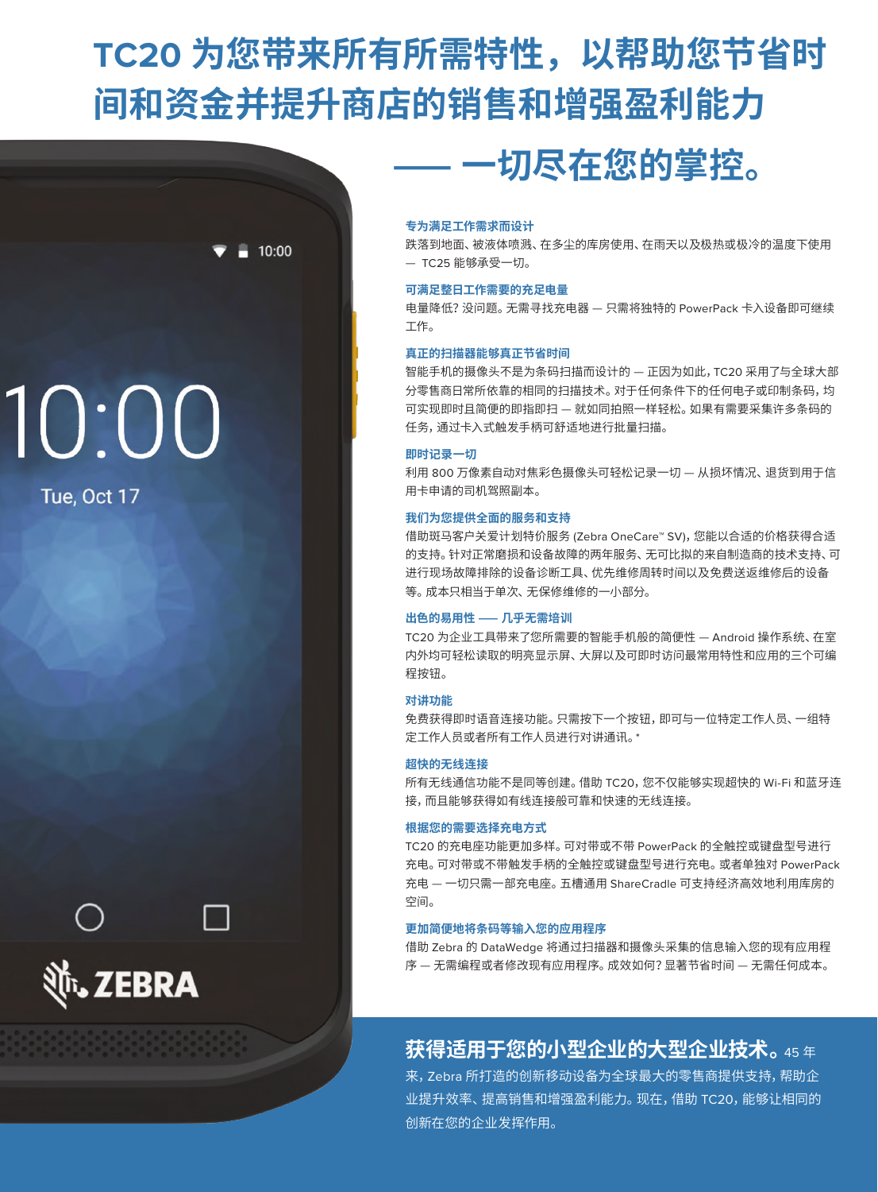# TC20 为您带来所有所需特性，以帮助您节省时间和资金并提升商店的销售和增强盈利能力 —— 一切尽在您的掌控。

### 专为满足工作需求而设计

跌落到地面、被液体喷溅、在多尘的库房使用、在雨天以及极热或极冷的温度下使用 — TC25 能够承受一切。

### 可满足整日工作需要的充足电量

电量降低？没问题。无需寻找充电器 — 只需将独特的 PowerPack 卡入设备即可继续工作。

### 真正的扫描器能够真正节省时间

智能手机的摄像头不是为条码扫描而设计的 — 正因为如此，TC20 采用了与全球大部分零售商日常所依靠的相同的扫描技术。对于任何条件下的任何电子或印制条码，均可实现即时且简便的即指即扫 — 就如同拍照一样轻松。如果有需要采集许多条码的任务，通过卡入式触发手柄可舒适地进行批量扫描。

### 即时记录一切

利用 800 万像素自动对焦彩色摄像头可轻松记录一切 — 从损坏情况、退货到用于信用卡申请的司机驾照副本。

### 我们为您提供全面的服务和支持

借助斑马客户关爱计划特价服务 (Zebra OneCare™ SV)，您能以合适的价格获得合适的支持。针对正常磨损和设备故障的两年服务、无可比拟的来自制造商的技术支持、可进行现场故障排除的设备诊断工具、优先维修周转时间以及免费送返维修后的设备等。成本只相当于单次、无保修维修的一小部分。

### 出色的易用性 —— 几乎无需培训

TC20 为企业工具带来了您所需要的智能手机般的简便性 — Android 操作系统、在室内外均可轻松读取的明亮显示屏、大屏以及可即时访问最常用特性和应用的三个可编程按钮。

### 对讲功能

免费获得即时语音连接功能。只需按下一个按钮，即可与一位特定工作人员、一组特定工作人员或者所有工作人员进行对讲通讯。*

### 超快的无线连接

所有无线通信功能不是同等创建。借助 TC20，您不仅能够实现超快的 Wi-Fi 和蓝牙连接，而且能够获得如有线连接般可靠和快速的无线连接。

### 根据您的需要选择充电方式

TC20 的充电座功能更加多样。可对带或不带 PowerPack 的全触控或键盘型号进行充电。可对带或不带触发手柄的全触控或键盘型号进行充电。或者单独对 PowerPack 充电 — 一切只需一部充电座。五槽通用 ShareCradle 可支持经济高效地利用库房的空间。

### 更加简便地将条码等输入您的应用程序

借助 Zebra 的 DataWedge 将通过扫描器和摄像头采集的信息输入您的现有应用程序 — 无需编程或者修改现有应用程序。成效如何？显著节省时间 — 无需任何成本。

**获得适用于您的小型企业的大型企业技术。** 45 年来，Zebra 所打造的创新移动设备为全球最大的零售商提供支持，帮助企业提升效率、提高销售和增强盈利能力。现在，借助 TC20，能够让相同的创新在您的企业发挥作用。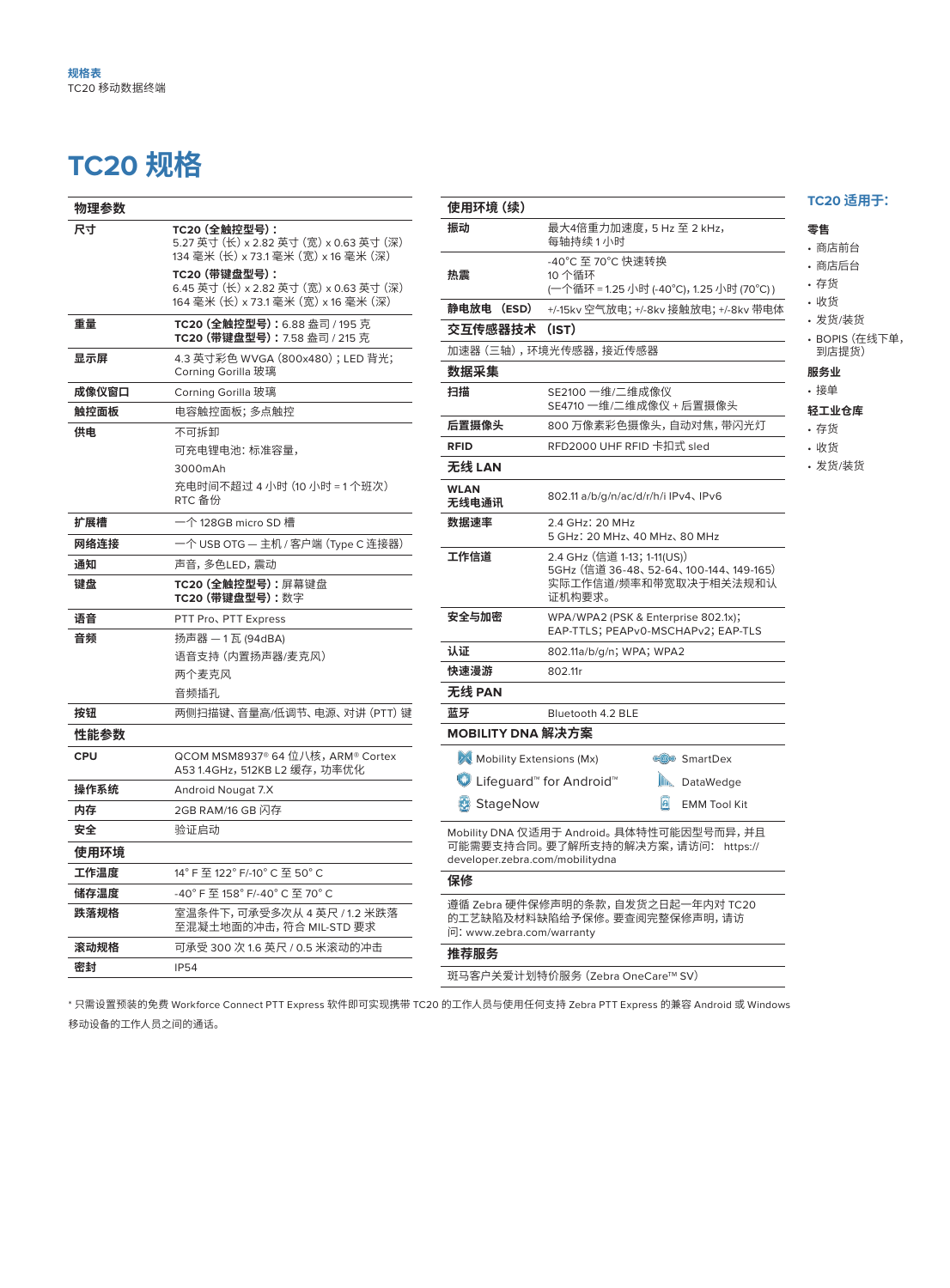# TC20 规格

| 物理参数 | |
|---|---|
| 尺寸 | **TC20（全触控型号）：**<br>5.27 英寸（长）x 2.82 英寸（宽）x 0.63 英寸（深）<br>134 毫米（长）x 73.1 毫米（宽）x 16 毫米（深）<br>**TC20（带键盘型号）：**<br>6.45 英寸（长）x 2.82 英寸（宽）x 0.63 英寸（深）<br>164 毫米（长）x 73.1 毫米（宽）x 16 毫米（深） |
| 重量 | **TC20（全触控型号）：**6.88 盎司 / 195 克<br>**TC20（带键盘型号）：**7.58 盎司 / 215 克 |
| 显示屏 | 4.3 英寸彩色 WVGA（800x480）；LED 背光；Corning Gorilla 玻璃 |
| 成像仪窗口 | Corning Gorilla 玻璃 |
| 触控面板 | 电容触控面板；多点触控 |
| 供电 | 不可拆卸<br>可充电锂电池：标准容量，<br>3000mAh<br>充电时间不超过 4 小时（10 小时 = 1 个班次）<br>RTC 备份 |
| 扩展槽 | 一个 128GB micro SD 槽 |
| 网络连接 | 一个 USB OTG — 主机 / 客户端（Type C 连接器） |
| 通知 | 声音，多色LED，震动 |
| 键盘 | **TC20（全触控型号）：**屏幕键盘<br>**TC20（带键盘型号）：**数字 |
| 语音 | PTT Pro、PTT Express |
| 音频 | 扬声器 — 1 瓦（94dBA）<br>语音支持（内置扬声器/麦克风）<br>两个麦克风<br>音频插孔 |
| 按钮 | 两侧扫描键、音量高/低调节、电源、对讲（PTT）键 |
| **性能参数** | |
| CPU | QCOM MSM8937® 64 位八核，ARM® Cortex A53 1.4GHz，512KB L2 缓存，功率优化 |
| 操作系统 | Android Nougat 7.X |
| 内存 | 2GB RAM/16 GB 闪存 |
| 安全 | 验证启动 |
| **使用环境** | |
| 工作温度 | 14° F 至 122° F/-10° C 至 50° C |
| 储存温度 | -40° F 至 158° F/-40° C 至 70° C |
| 跌落规格 | 室温条件下，可承受多次从 4 英尺 / 1.2 米跌落至混凝土地面的冲击，符合 MIL-STD 要求 |
| 滚动规格 | 可承受 300 次 1.6 英尺 / 0.5 米滚动的冲击 |
| 密封 | IP54 |

| 使用环境（续） | |
|---|---|
| 振动 | 最大4倍重力加速度，5 Hz 至 2 kHz，每轴持续 1 小时 |
| 热震 | -40°C 至 70°C 快速转换<br>10 个循环<br>（一个循环 = 1.25 小时 (-40°C)，1.25 小时 (70°C)） |
| 静电放电 （ESD） | +/-15kv 空气放电；+/-8kv 接触放电；+/-8kv 带电体 |
| **交互传感器技术 （IST）** | |
| 加速器（三轴），环境光传感器，接近传感器 | |
| **数据采集** | |
| 扫描 | SE2100 一维/二维成像仪<br>SE4710 一维/二维成像仪 + 后置摄像头 |
| 后置摄像头 | 800 万像素彩色摄像头，自动对焦，带闪光灯 |
| RFID | RFD2000 UHF RFID 卡扣式 sled |
| **无线 LAN** | |
| WLAN 无线电通讯 | 802.11 a/b/g/n/ac/d/r/h/i IPv4、IPv6 |
| 数据速率 | 2.4 GHz：20 MHz<br>5 GHz：20 MHz、40 MHz、80 MHz |
| 工作信道 | 2.4 GHz（信道 1-13；1-11(US)）<br>5GHz（信道 36-48、52-64、100-144、149-165）<br>实际工作信道/频率和带宽取决于相关法规和认证机构要求。 |
| 安全与加密 | WPA/WPA2（PSK & Enterprise 802.1x）；EAP-TTLS；PEAPv0-MSCHAPv2；EAP-TLS |
| 认证 | 802.11a/b/g/n；WPA；WPA2 |
| 快速漫游 | 802.11r |
| **无线 PAN** | |
| 蓝牙 | Bluetooth 4.2 BLE |

## MOBILITY DNA 解决方案

| | |
|---|---|
| Mobility Extensions (Mx) | SmartDex |
| Lifeguard™ for Android™ | DataWedge |
| StageNow | EMM Tool Kit |

Mobility DNA 仅适用于 Android。具体特性可能因型号而异，并且可能需要支持合同。要了解所支持的解决方案，请访问： https://developer.zebra.com/mobilitydna

## 保修

遵循 Zebra 硬件保修声明的条款，自发货之日起一年内对 TC20 的工艺缺陷及材料缺陷给予保修。要查阅完整保修声明，请访问：www.zebra.com/warranty

## 推荐服务

斑马客户关爱计划特价服务（Zebra OneCare™ SV）

## TC20 适用于：

**零售**
- 商店前台
- 商店后台
- 存货
- 收货
- 发货/装货
- BOPIS（在线下单，到店提货）

**服务业**
- 接单

**轻工业仓库**
- 存货
- 收货
- 发货/装货

* 只需设置预装的免费 Workforce Connect PTT Express 软件即可实现携带 TC20 的工作人员与使用任何支持 Zebra PTT Express 的兼容 Android 或 Windows 移动设备的工作人员之间的通话。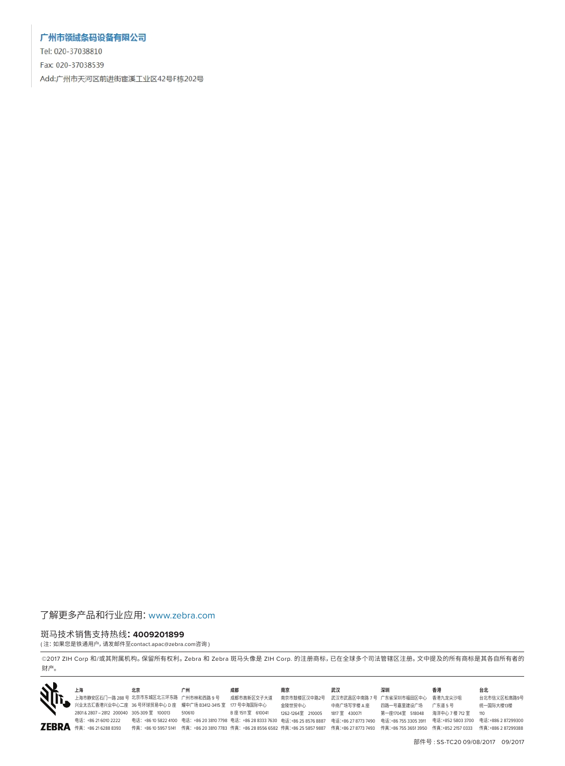**广州市领域条码设备有限公司**

Tel: 020-37038810

Fax: 020-37038539

Add:广州市天河区前进街崖溪工业区42号F栋202号

了解更多产品和行业应用: www.zebra.com

斑马技术销售支持热线: **4009201899**

( 注: 如果您是铁通用户, 请发邮件至contact.apac@zebra.com咨询 )

©2017 ZIH Corp 和/或其附属机构。保留所有权利。Zebra 和 Zebra 斑马头像是 ZIH Corp. 的注册商标，已在全球多个司法管辖区注册。文中提及的所有商标是其各自所有者的财产。

ZEBRA

| 上海 | 北京 | 广州 | 成都 | 南京 | 武汉 | 深圳 | 香港 | 台北 |
|---|---|---|---|---|---|---|---|---|
| 上海市静安区石门一路 288 号兴业太古汇香港兴业中心二座 2801 & 2807 – 2812 200040 | 北京市东城区北三环东路 36 号环球贸易中心 D 座 305-309 室 100013 | 广州市林和西路 9 号耀中广场 B3412-3415 室 510610 | 成都市高新区交子大道 177 号中海国际中心 B 座 1511 室 610041 | 南京市鼓楼区汉中路2号金陵世贸中心 1262-1264室 210005 | 武汉市武昌区中南路 7 号中商广场写字楼 A 座 1817 室 430071 | 广东省深圳市福田区中心四路一号嘉里建设广场第一座1704室 518048 | 香港九龙尖沙咀广东道 5 号海洋中心 7 楼 712 室 | 台北市信义区松高路9号统一国际大楼13楼 110 |
| 电话: +86 21 6010 2222 | 电话: +86 10 5822 4100 | 电话: +86 20 3810 7798 | 电话: +86 28 8333 7630 | 电话:+86 25 8576 8887 | 电话:+86 27 8773 7490 | 电话:+86 755 3305 3911 | 电话:+852 5803 3700 | 电话:+886 2 87299300 |
| 传真: +86 21 6288 8393 | 传真: +86 10 5957 5141 | 传真: +86 20 3810 7783 | 传真: +86 28 8556 6582 | 传真:+86 25 5857 9887 | 传真:+86 27 8773 7493 | 传真:+86 755 3651 3950 | 传真:+852 2157 0333 | 传真:+886 2 87299388 |

部件号 : SS-TC20 09/08/2017 09/2017